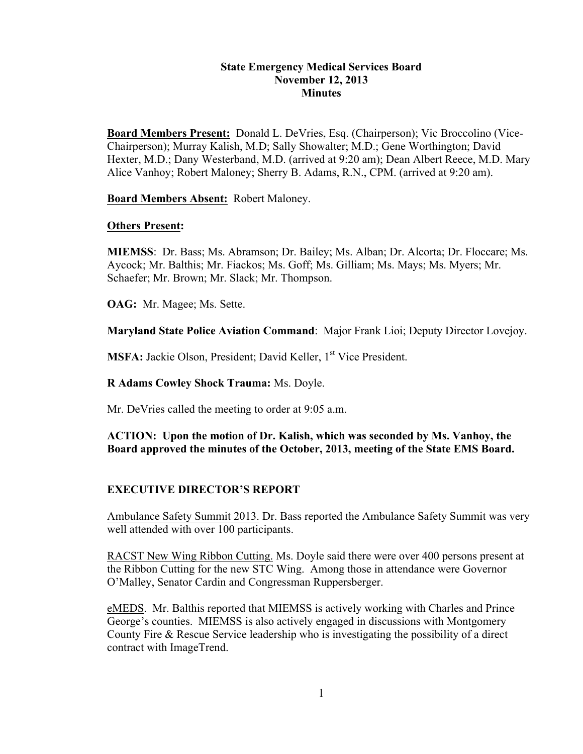**State Emergency Medical Services Board**
**November 12, 2013**
**Minutes**

**Board Members Present:** Donald L. DeVries, Esq. (Chairperson); Vic Broccolino (Vice-Chairperson); Murray Kalish, M.D; Sally Showalter; M.D.; Gene Worthington; David Hexter, M.D.; Dany Westerband, M.D. (arrived at 9:20 am); Dean Albert Reece, M.D. Mary Alice Vanhoy; Robert Maloney; Sherry B. Adams, R.N., CPM. (arrived at 9:20 am).

**Board Members Absent:** Robert Maloney.

**Others Present:**

**MIEMSS**: Dr. Bass; Ms. Abramson; Dr. Bailey; Ms. Alban; Dr. Alcorta; Dr. Floccare; Ms. Aycock; Mr. Balthis; Mr. Fiackos; Ms. Goff; Ms. Gilliam; Ms. Mays; Ms. Myers; Mr. Schaefer; Mr. Brown; Mr. Slack; Mr. Thompson.

**OAG:** Mr. Magee; Ms. Sette.

**Maryland State Police Aviation Command**: Major Frank Lioi; Deputy Director Lovejoy.

**MSFA:** Jackie Olson, President; David Keller, 1st Vice President.

**R Adams Cowley Shock Trauma:** Ms. Doyle.

Mr. DeVries called the meeting to order at 9:05 a.m.

**ACTION: Upon the motion of Dr. Kalish, which was seconded by Ms. Vanhoy, the Board approved the minutes of the October, 2013, meeting of the State EMS Board.**

## EXECUTIVE DIRECTOR'S REPORT

Ambulance Safety Summit 2013. Dr. Bass reported the Ambulance Safety Summit was very well attended with over 100 participants.

RACST New Wing Ribbon Cutting. Ms. Doyle said there were over 400 persons present at the Ribbon Cutting for the new STC Wing. Among those in attendance were Governor O'Malley, Senator Cardin and Congressman Ruppersberger.

eMEDS. Mr. Balthis reported that MIEMSS is actively working with Charles and Prince George's counties. MIEMSS is also actively engaged in discussions with Montgomery County Fire & Rescue Service leadership who is investigating the possibility of a direct contract with ImageTrend.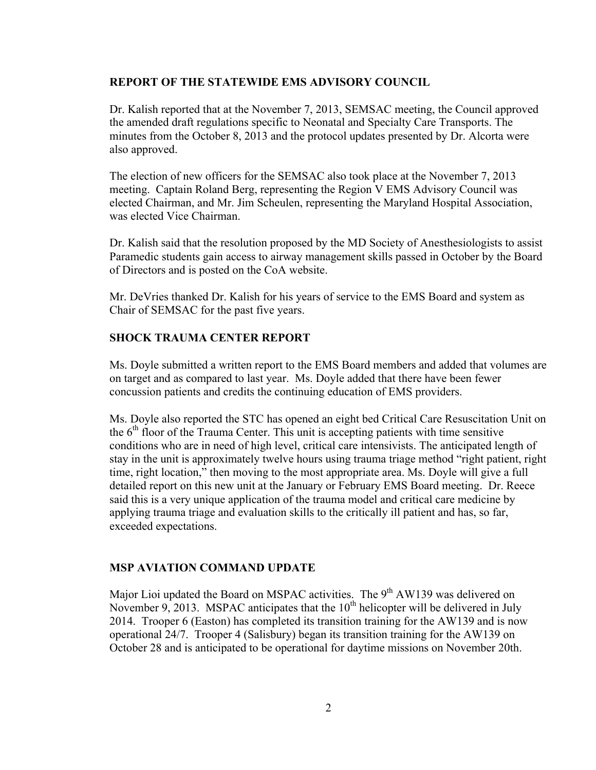## REPORT OF THE STATEWIDE EMS ADVISORY COUNCIL

Dr. Kalish reported that at the November 7, 2013, SEMSAC meeting, the Council approved the amended draft regulations specific to Neonatal and Specialty Care Transports. The minutes from the October 8, 2013 and the protocol updates presented by Dr. Alcorta were also approved.

The election of new officers for the SEMSAC also took place at the November 7, 2013 meeting. Captain Roland Berg, representing the Region V EMS Advisory Council was elected Chairman, and Mr. Jim Scheulen, representing the Maryland Hospital Association, was elected Vice Chairman.

Dr. Kalish said that the resolution proposed by the MD Society of Anesthesiologists to assist Paramedic students gain access to airway management skills passed in October by the Board of Directors and is posted on the CoA website.

Mr. DeVries thanked Dr. Kalish for his years of service to the EMS Board and system as Chair of SEMSAC for the past five years.

## SHOCK TRAUMA CENTER REPORT

Ms. Doyle submitted a written report to the EMS Board members and added that volumes are on target and as compared to last year. Ms. Doyle added that there have been fewer concussion patients and credits the continuing education of EMS providers.

Ms. Doyle also reported the STC has opened an eight bed Critical Care Resuscitation Unit on the 6th floor of the Trauma Center. This unit is accepting patients with time sensitive conditions who are in need of high level, critical care intensivists. The anticipated length of stay in the unit is approximately twelve hours using trauma triage method "right patient, right time, right location," then moving to the most appropriate area. Ms. Doyle will give a full detailed report on this new unit at the January or February EMS Board meeting. Dr. Reece said this is a very unique application of the trauma model and critical care medicine by applying trauma triage and evaluation skills to the critically ill patient and has, so far, exceeded expectations.

## MSP AVIATION COMMAND UPDATE

Major Lioi updated the Board on MSPAC activities. The 9th AW139 was delivered on November 9, 2013. MSPAC anticipates that the 10th helicopter will be delivered in July 2014. Trooper 6 (Easton) has completed its transition training for the AW139 and is now operational 24/7. Trooper 4 (Salisbury) began its transition training for the AW139 on October 28 and is anticipated to be operational for daytime missions on November 20th.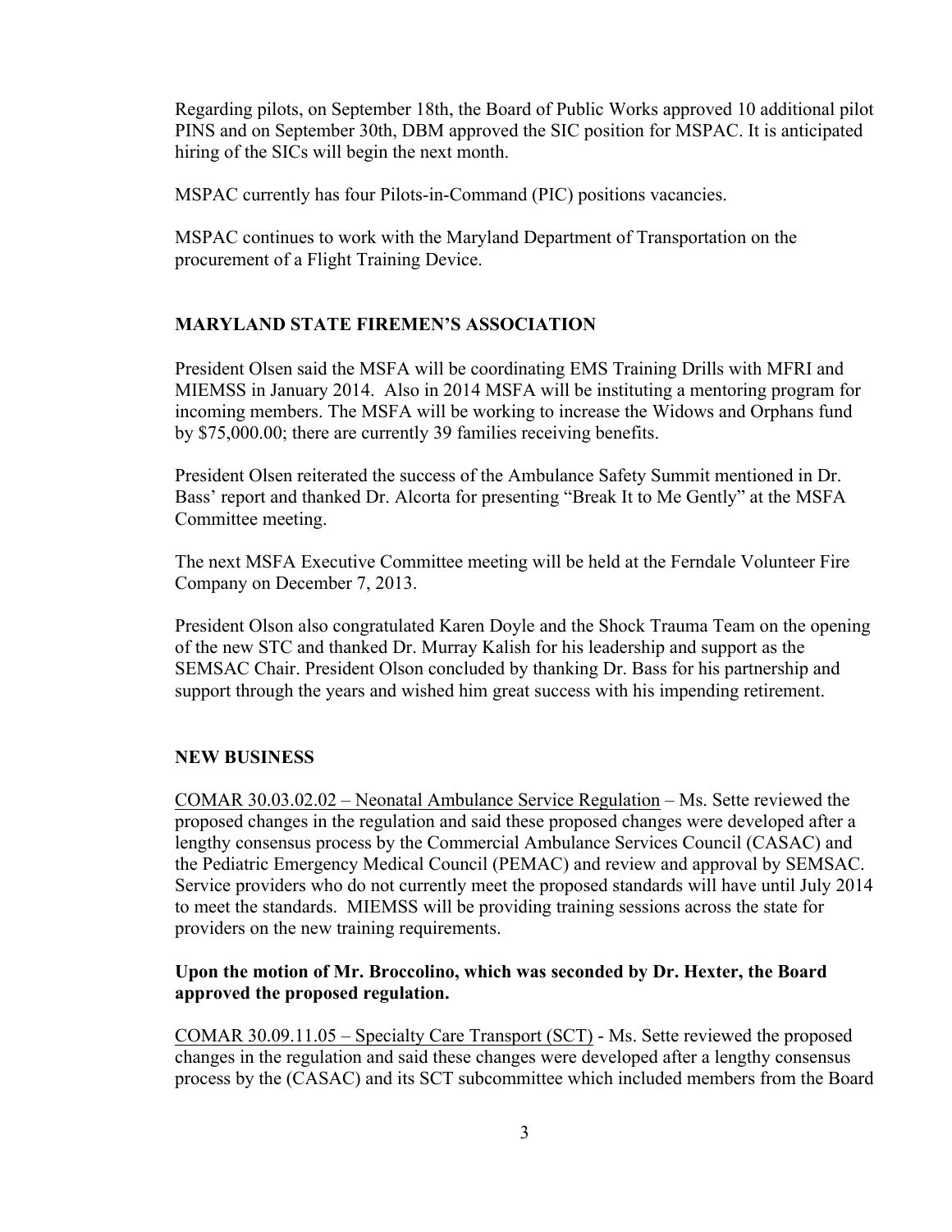Regarding pilots, on September 18th, the Board of Public Works approved 10 additional pilot PINS and on September 30th, DBM approved the SIC position for MSPAC. It is anticipated hiring of the SICs will begin the next month.

MSPAC currently has four Pilots-in-Command (PIC) positions vacancies.

MSPAC continues to work with the Maryland Department of Transportation on the procurement of a Flight Training Device.

## MARYLAND STATE FIREMEN'S ASSOCIATION

President Olsen said the MSFA will be coordinating EMS Training Drills with MFRI and MIEMSS in January 2014. Also in 2014 MSFA will be instituting a mentoring program for incoming members. The MSFA will be working to increase the Widows and Orphans fund by $75,000.00; there are currently 39 families receiving benefits.

President Olsen reiterated the success of the Ambulance Safety Summit mentioned in Dr. Bass' report and thanked Dr. Alcorta for presenting "Break It to Me Gently" at the MSFA Committee meeting.

The next MSFA Executive Committee meeting will be held at the Ferndale Volunteer Fire Company on December 7, 2013.

President Olson also congratulated Karen Doyle and the Shock Trauma Team on the opening of the new STC and thanked Dr. Murray Kalish for his leadership and support as the SEMSAC Chair. President Olson concluded by thanking Dr. Bass for his partnership and support through the years and wished him great success with his impending retirement.

## NEW BUSINESS

COMAR 30.03.02.02 – Neonatal Ambulance Service Regulation – Ms. Sette reviewed the proposed changes in the regulation and said these proposed changes were developed after a lengthy consensus process by the Commercial Ambulance Services Council (CASAC) and the Pediatric Emergency Medical Council (PEMAC) and review and approval by SEMSAC. Service providers who do not currently meet the proposed standards will have until July 2014 to meet the standards. MIEMSS will be providing training sessions across the state for providers on the new training requirements.

**Upon the motion of Mr. Broccolino, which was seconded by Dr. Hexter, the Board approved the proposed regulation.**

COMAR 30.09.11.05 – Specialty Care Transport (SCT) - Ms. Sette reviewed the proposed changes in the regulation and said these changes were developed after a lengthy consensus process by the (CASAC) and its SCT subcommittee which included members from the Board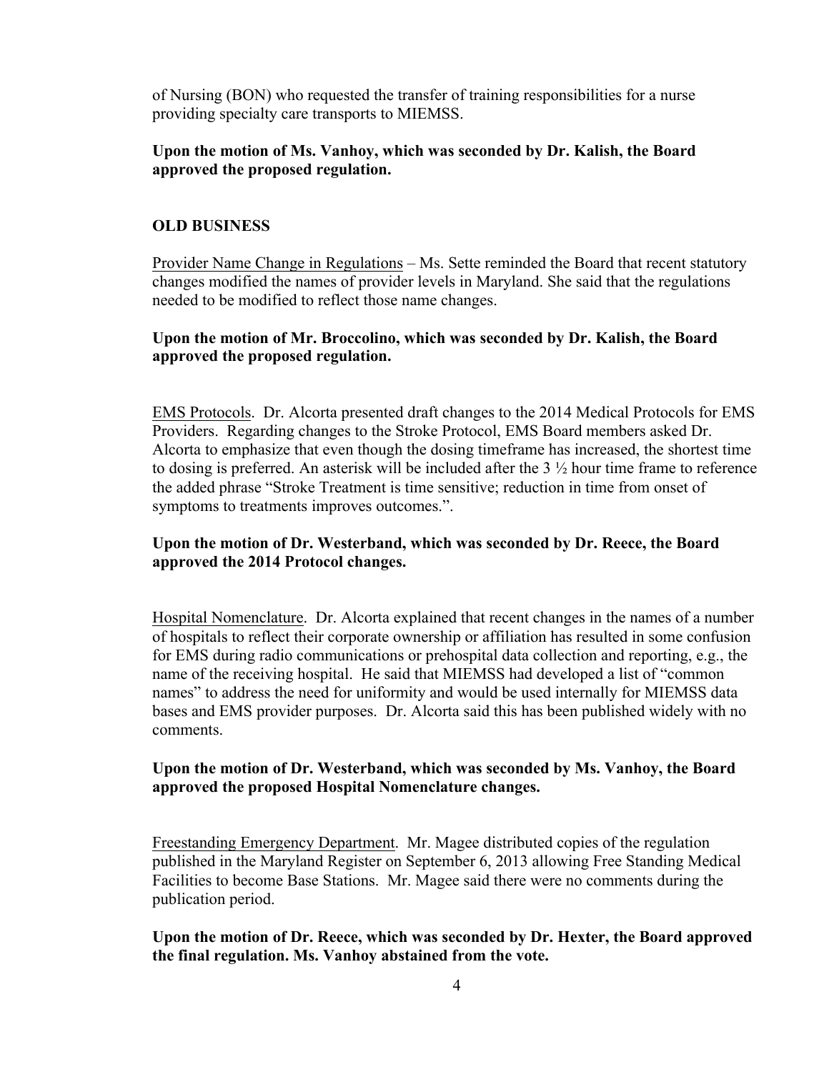of Nursing (BON) who requested the transfer of training responsibilities for a nurse providing specialty care transports to MIEMSS.

**Upon the motion of Ms. Vanhoy, which was seconded by Dr. Kalish, the Board approved the proposed regulation.**

## OLD BUSINESS

Provider Name Change in Regulations – Ms. Sette reminded the Board that recent statutory changes modified the names of provider levels in Maryland. She said that the regulations needed to be modified to reflect those name changes.

**Upon the motion of Mr. Broccolino, which was seconded by Dr. Kalish, the Board approved the proposed regulation.**

EMS Protocols. Dr. Alcorta presented draft changes to the 2014 Medical Protocols for EMS Providers. Regarding changes to the Stroke Protocol, EMS Board members asked Dr. Alcorta to emphasize that even though the dosing timeframe has increased, the shortest time to dosing is preferred. An asterisk will be included after the 3 ½ hour time frame to reference the added phrase "Stroke Treatment is time sensitive; reduction in time from onset of symptoms to treatments improves outcomes.".

**Upon the motion of Dr. Westerband, which was seconded by Dr. Reece, the Board approved the 2014 Protocol changes.**

Hospital Nomenclature. Dr. Alcorta explained that recent changes in the names of a number of hospitals to reflect their corporate ownership or affiliation has resulted in some confusion for EMS during radio communications or prehospital data collection and reporting, e.g., the name of the receiving hospital. He said that MIEMSS had developed a list of "common names" to address the need for uniformity and would be used internally for MIEMSS data bases and EMS provider purposes. Dr. Alcorta said this has been published widely with no comments.

**Upon the motion of Dr. Westerband, which was seconded by Ms. Vanhoy, the Board approved the proposed Hospital Nomenclature changes.**

Freestanding Emergency Department. Mr. Magee distributed copies of the regulation published in the Maryland Register on September 6, 2013 allowing Free Standing Medical Facilities to become Base Stations. Mr. Magee said there were no comments during the publication period.

**Upon the motion of Dr. Reece, which was seconded by Dr. Hexter, the Board approved the final regulation. Ms. Vanhoy abstained from the vote.**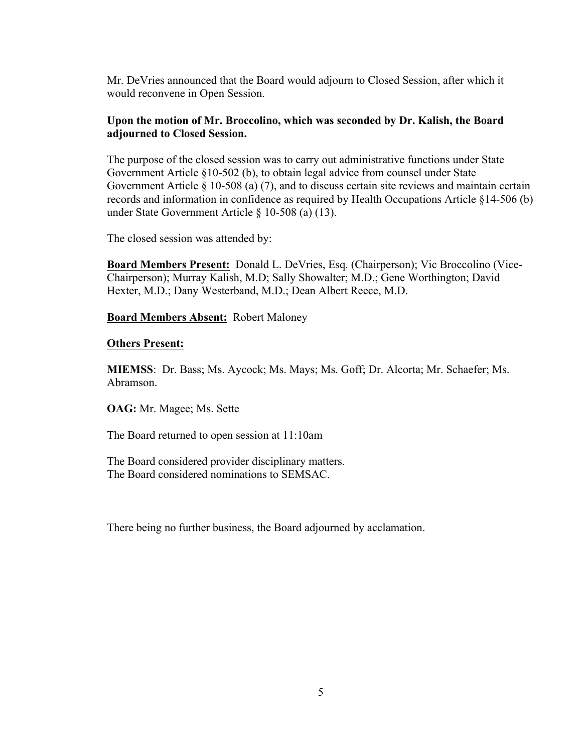Mr. DeVries announced that the Board would adjourn to Closed Session, after which it would reconvene in Open Session.

**Upon the motion of Mr. Broccolino, which was seconded by Dr. Kalish, the Board adjourned to Closed Session.**

The purpose of the closed session was to carry out administrative functions under State Government Article §10-502 (b), to obtain legal advice from counsel under State Government Article § 10-508 (a) (7), and to discuss certain site reviews and maintain certain records and information in confidence as required by Health Occupations Article §14-506 (b) under State Government Article § 10-508 (a) (13).

The closed session was attended by:

**Board Members Present:** Donald L. DeVries, Esq. (Chairperson); Vic Broccolino (Vice-Chairperson); Murray Kalish, M.D; Sally Showalter; M.D.; Gene Worthington; David Hexter, M.D.; Dany Westerband, M.D.; Dean Albert Reece, M.D.

**Board Members Absent:** Robert Maloney

**Others Present:**

**MIEMSS**: Dr. Bass; Ms. Aycock; Ms. Mays; Ms. Goff; Dr. Alcorta; Mr. Schaefer; Ms. Abramson.

**OAG:** Mr. Magee; Ms. Sette

The Board returned to open session at 11:10am

The Board considered provider disciplinary matters.
The Board considered nominations to SEMSAC.

There being no further business, the Board adjourned by acclamation.